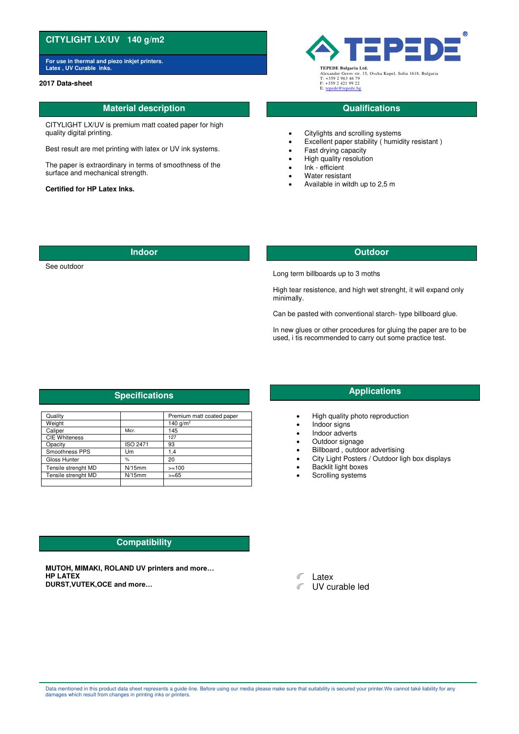# CITYLIGHT LX/UV 140 g/m2

**For use in thermal and piezo inkjet printers.**
**Latex , UV Curable inks.**

**2017 Data-sheet**

TEPEDE®

**TEPEDE Bulgaria Ltd.**
Alexander Gerov str. 15, Ovcha Kupel, Sofia 1618, Bulgaria
T: +359 2 963 46 79
F: +359 2 421 99 22
E: tepede@tepede.bg

## Material description

CITYLIGHT LX/UV is premium matt coated paper for high quality digital printing.

Best result are met printing with latex or UV ink systems.

The paper is extraordinary in terms of smoothness of the surface and mechanical strength.

**Certified for HP Latex Inks.**

## Qualifications

- Citylights and scrolling systems
- Excellent paper stability ( humidity resistant )
- Fast drying capacity
- High quality resolution
- Ink - efficient
- Water resistant
- Available in witdh up to 2,5 m

## Indoor

See outdoor

## Outdoor

Long term billboards up to 3 moths

High tear resistence, and high wet strenght, it will expand only minimally.

Can be pasted with conventional starch- type billboard glue.

In new glues or other procedures for gluing the paper are to be used, i tis recommended to carry out some practice test.

## Specifications

| Quality | | Premium matt coated paper |
|---|---|---|
| Weight | | 140 g/m² |
| Caliper | Micr. | 145 |
| CIE Whiteness | | 127 |
| Opacity | ISO 2471 | 93 |
| Smoothness PPS | Um | 1,4 |
| Gloss Hunter | % | 20 |
| Tensile strenght MD | N/15mm | >=100 |
| Tensile strenght MD | N/15mm | >=65 |
| | | |

## Applications

- High quality photo reproduction
- Indoor signs
- Indoor adverts
- Outdoor signage
- Billboard , outdoor advertising
- City Light Posters / Outdoor ligh box displays
- Backlit light boxes
- Scrolling systems

## Compatibility

**MUTOH, MIMAKI, ROLAND UV printers and more…**
**HP LATEX**
**DURST,VUTEK,OCE and more…**

- Latex
- UV curable led

Data mentioned in this product data sheet represents a guide-line. Before using our media please make sure that suitability is secured your printer.We cannot také liability for any damages which result from changes in printing inks or printers.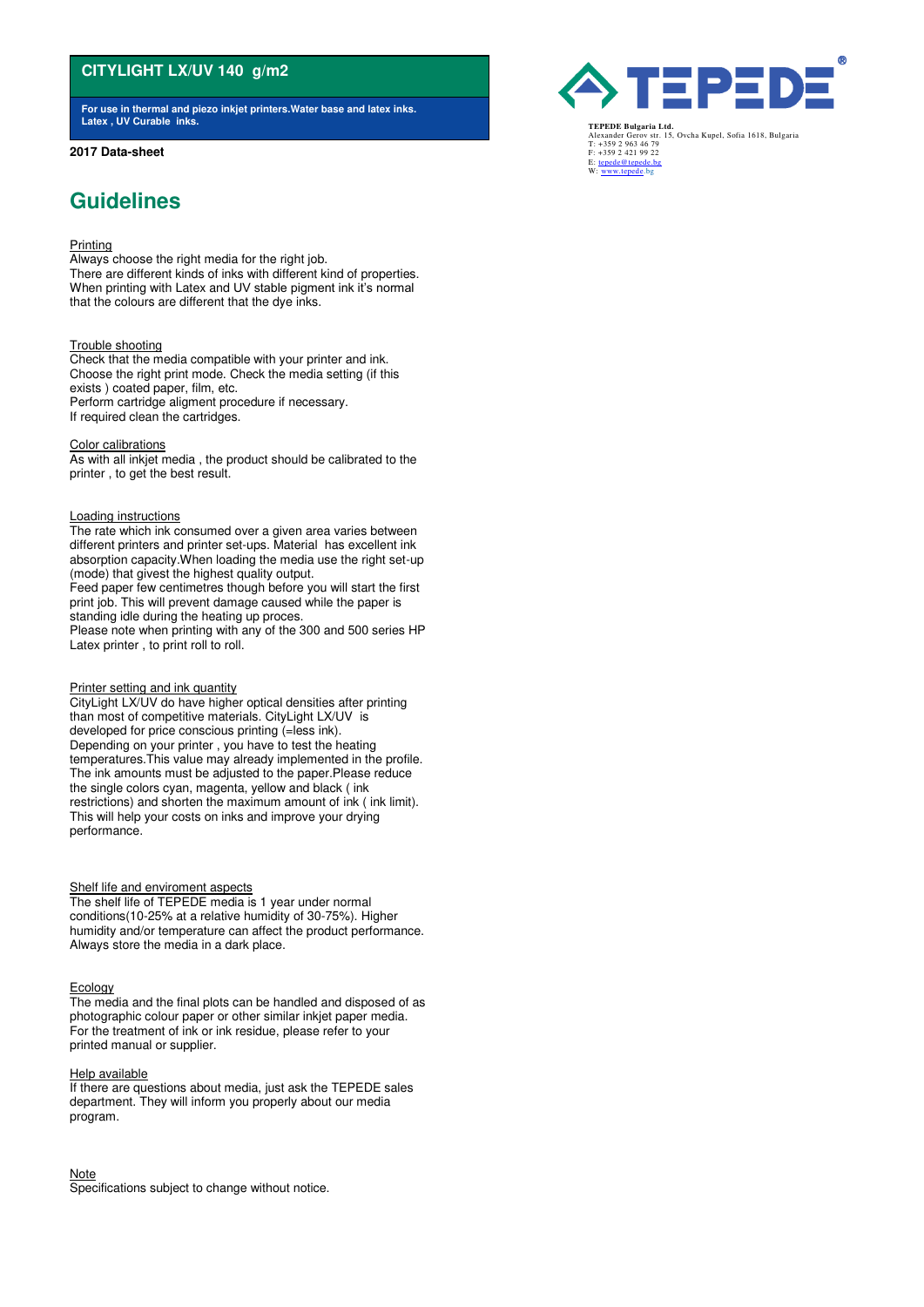## CITYLIGHT LX/UV 140 g/m2

**For use in thermal and piezo inkjet printers.Water base and latex inks. Latex , UV Curable inks.**

**2017 Data-sheet**

**TEPEDE Bulgaria Ltd.**
Alexander Gerov str. 15, Ovcha Kupel, Sofia 1618, Bulgaria
T: +359 2 963 46 79
F: +359 2 421 99 22
E: tepede@tepede.bg
W: www.tepede.bg

# Guidelines

Printing
Always choose the right media for the right job.
There are different kinds of inks with different kind of properties.
When printing with Latex and UV stable pigment ink it's normal that the colours are different that the dye inks.

Trouble shooting
Check that the media compatible with your printer and ink.
Choose the right print mode. Check the media setting (if this exists ) coated paper, film, etc.
Perform cartridge aligment procedure if necessary.
If required clean the cartridges.

Color calibrations
As with all inkjet media , the product should be calibrated to the printer , to get the best result.

Loading instructions
The rate which ink consumed over a given area varies between different printers and printer set-ups. Material has excellent ink absorption capacity.When loading the media use the right set-up (mode) that givest the highest quality output.
Feed paper few centimetres though before you will start the first print job. This will prevent damage caused while the paper is standing idle during the heating up proces.
Please note when printing with any of the 300 and 500 series HP Latex printer , to print roll to roll.

Printer setting and ink quantity
CityLight LX/UV do have higher optical densities after printing than most of competitive materials. CityLight LX/UV is developed for price conscious printing (=less ink).
Depending on your printer , you have to test the heating temperatures.This value may already implemented in the profile.
The ink amounts must be adjusted to the paper.Please reduce the single colors cyan, magenta, yellow and black ( ink restrictions) and shorten the maximum amount of ink ( ink limit).
This will help your costs on inks and improve your drying performance.

Shelf life and enviroment aspects
The shelf life of TEPEDE media is 1 year under normal conditions(10-25% at a relative humidity of 30-75%). Higher humidity and/or temperature can affect the product performance.
Always store the media in a dark place.

Ecology
The media and the final plots can be handled and disposed of as photographic colour paper or other similar inkjet paper media.
For the treatment of ink or ink residue, please refer to your printed manual or supplier.

Help available
If there are questions about media, just ask the TEPEDE sales department. They will inform you properly about our media program.

Note
Specifications subject to change without notice.